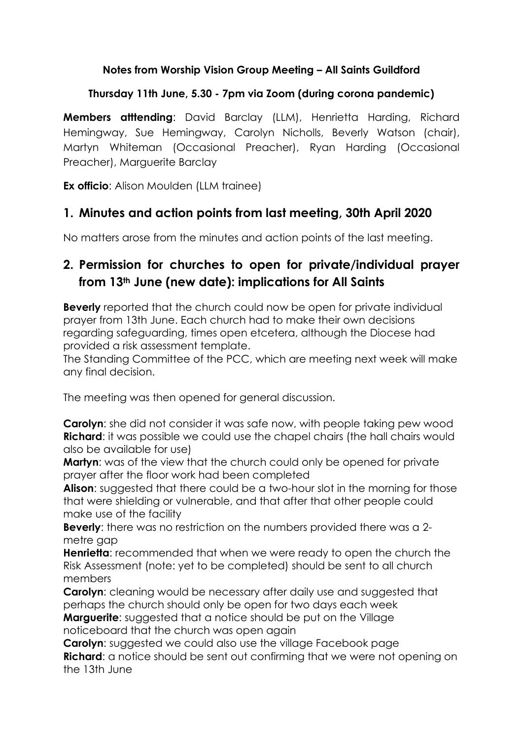**Notes from Worship Vision Group Meeting – All Saints Guildford**

**Thursday 11th June, 5.30 - 7pm via Zoom (during corona pandemic)**

**Members atttending**: David Barclay (LLM), Henrietta Harding, Richard Hemingway, Sue Hemingway, Carolyn Nicholls, Beverly Watson (chair), Martyn Whiteman (Occasional Preacher), Ryan Harding (Occasional Preacher), Marguerite Barclay

**Ex officio**: Alison Moulden (LLM trainee)

## 1. Minutes and action points from last meeting, 30th April 2020

No matters arose from the minutes and action points of the last meeting.

## 2. Permission for churches to open for private/individual prayer from 13th June (new date): implications for All Saints

**Beverly** reported that the church could now be open for private individual prayer from 13th June. Each church had to make their own decisions regarding safeguarding, times open etcetera, although the Diocese had provided a risk assessment template.
The Standing Committee of the PCC, which are meeting next week will make any final decision.

The meeting was then opened for general discussion.

**Carolyn**: she did not consider it was safe now, with people taking pew wood
**Richard**: it was possible we could use the chapel chairs (the hall chairs would also be available for use)
**Martyn**: was of the view that the church could only be opened for private prayer after the floor work had been completed
**Alison**: suggested that there could be a two-hour slot in the morning for those that were shielding or vulnerable, and that after that other people could make use of the facility
**Beverly**: there was no restriction on the numbers provided there was a 2-metre gap
**Henrietta**: recommended that when we were ready to open the church the Risk Assessment (note: yet to be completed) should be sent to all church members
**Carolyn**: cleaning would be necessary after daily use and suggested that perhaps the church should only be open for two days each week
**Marguerite**: suggested that a notice should be put on the Village noticeboard that the church was open again
**Carolyn**: suggested we could also use the village Facebook page
**Richard**: a notice should be sent out confirming that we were not opening on the 13th June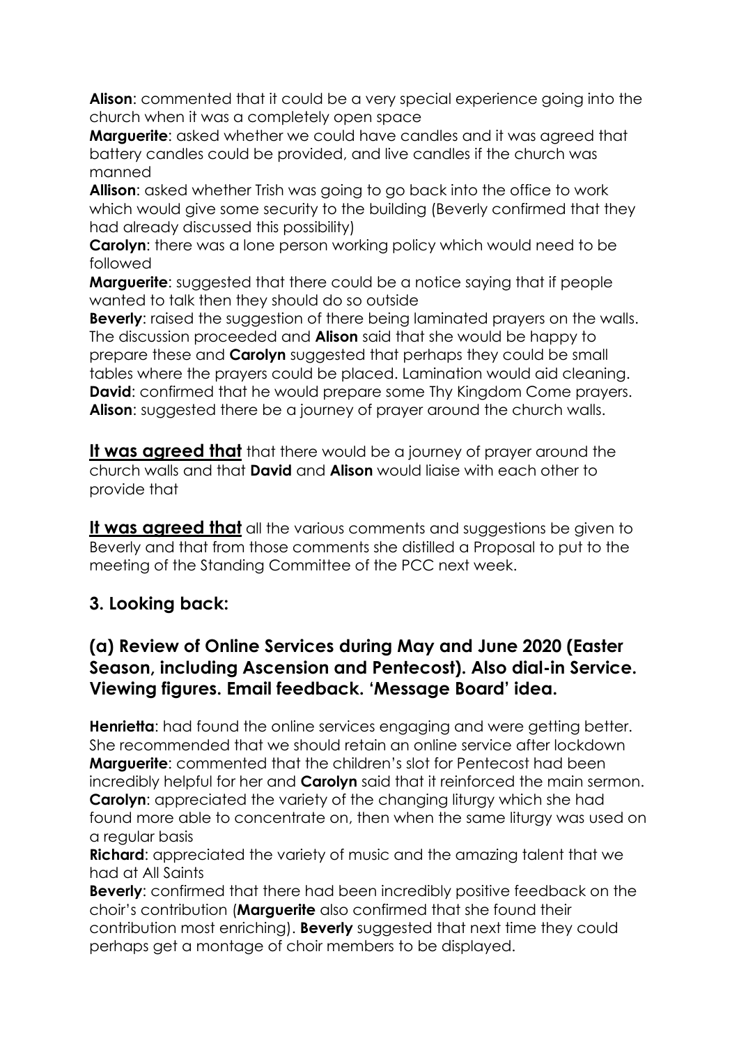**Alison**: commented that it could be a very special experience going into the church when it was a completely open space

**Marguerite**: asked whether we could have candles and it was agreed that battery candles could be provided, and live candles if the church was manned

**Allison**: asked whether Trish was going to go back into the office to work which would give some security to the building (Beverly confirmed that they had already discussed this possibility)

**Carolyn**: there was a lone person working policy which would need to be followed

**Marguerite**: suggested that there could be a notice saying that if people wanted to talk then they should do so outside

**Beverly**: raised the suggestion of there being laminated prayers on the walls. The discussion proceeded and **Alison** said that she would be happy to prepare these and **Carolyn** suggested that perhaps they could be small tables where the prayers could be placed. Lamination would aid cleaning.

**David**: confirmed that he would prepare some Thy Kingdom Come prayers.

**Alison**: suggested there be a journey of prayer around the church walls.

**It was agreed that** that there would be a journey of prayer around the church walls and that **David** and **Alison** would liaise with each other to provide that

**It was agreed that** all the various comments and suggestions be given to Beverly and that from those comments she distilled a Proposal to put to the meeting of the Standing Committee of the PCC next week.

## 3. Looking back:

### (a) Review of Online Services during May and June 2020 (Easter Season, including Ascension and Pentecost). Also dial-in Service. Viewing figures. Email feedback. 'Message Board' idea.

**Henrietta**: had found the online services engaging and were getting better. She recommended that we should retain an online service after lockdown

**Marguerite**: commented that the children's slot for Pentecost had been incredibly helpful for her and **Carolyn** said that it reinforced the main sermon.

**Carolyn**: appreciated the variety of the changing liturgy which she had found more able to concentrate on, then when the same liturgy was used on a regular basis

**Richard**: appreciated the variety of music and the amazing talent that we had at All Saints

**Beverly**: confirmed that there had been incredibly positive feedback on the choir's contribution (**Marguerite** also confirmed that she found their contribution most enriching). **Beverly** suggested that next time they could perhaps get a montage of choir members to be displayed.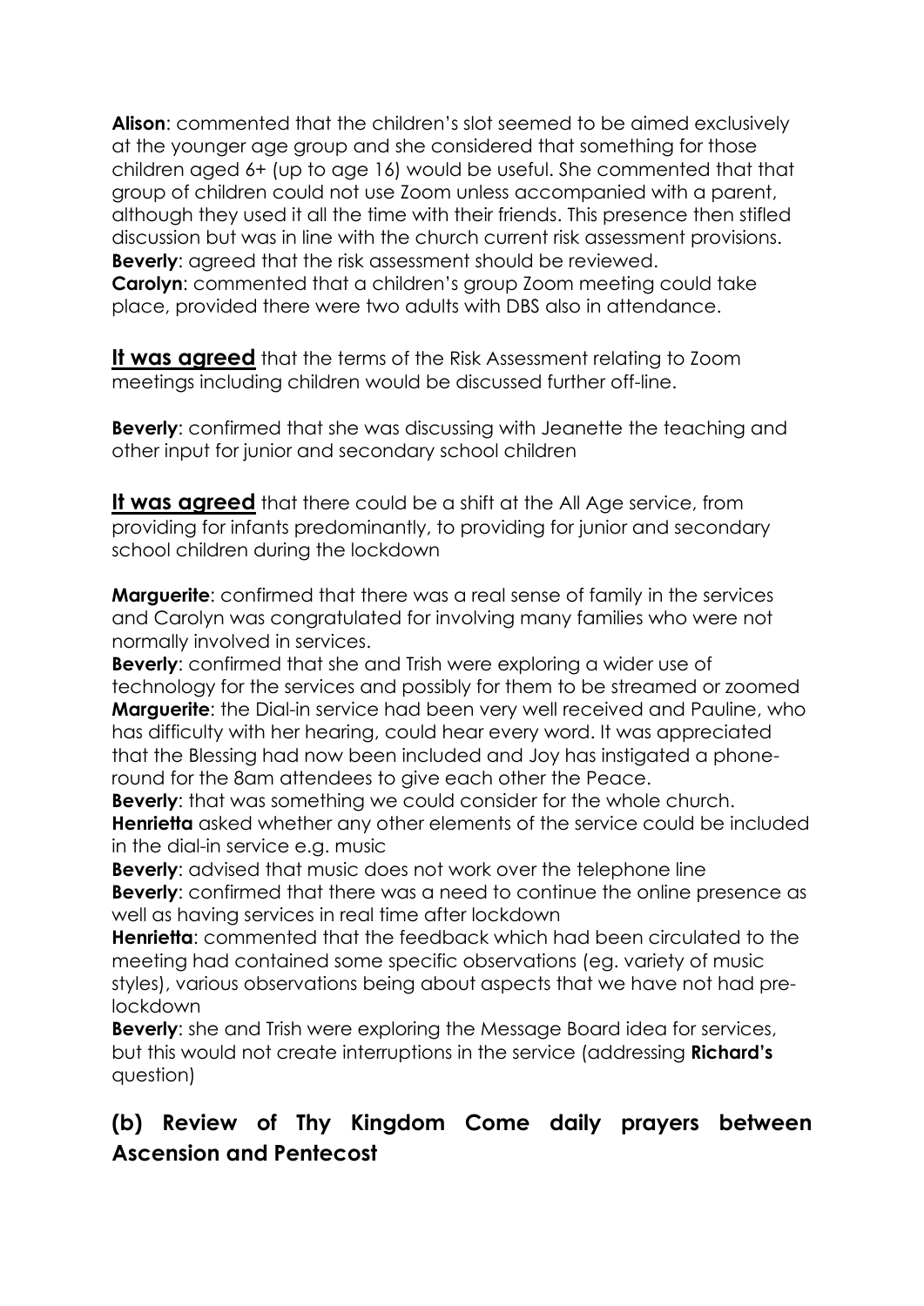**Alison**: commented that the children's slot seemed to be aimed exclusively at the younger age group and she considered that something for those children aged 6+ (up to age 16) would be useful. She commented that that group of children could not use Zoom unless accompanied with a parent, although they used it all the time with their friends. This presence then stifled discussion but was in line with the church current risk assessment provisions.
**Beverly**: agreed that the risk assessment should be reviewed.
**Carolyn**: commented that a children's group Zoom meeting could take place, provided there were two adults with DBS also in attendance.

**It was agreed** that the terms of the Risk Assessment relating to Zoom meetings including children would be discussed further off-line.

**Beverly**: confirmed that she was discussing with Jeanette the teaching and other input for junior and secondary school children

**It was agreed** that there could be a shift at the All Age service, from providing for infants predominantly, to providing for junior and secondary school children during the lockdown

**Marguerite**: confirmed that there was a real sense of family in the services and Carolyn was congratulated for involving many families who were not normally involved in services.
**Beverly**: confirmed that she and Trish were exploring a wider use of technology for the services and possibly for them to be streamed or zoomed
**Marguerite**: the Dial-in service had been very well received and Pauline, who has difficulty with her hearing, could hear every word. It was appreciated that the Blessing had now been included and Joy has instigated a phone-round for the 8am attendees to give each other the Peace.
**Beverly**: that was something we could consider for the whole church.
**Henrietta** asked whether any other elements of the service could be included in the dial-in service e.g. music
**Beverly**: advised that music does not work over the telephone line
**Beverly**: confirmed that there was a need to continue the online presence as well as having services in real time after lockdown
**Henrietta**: commented that the feedback which had been circulated to the meeting had contained some specific observations (eg. variety of music styles), various observations being about aspects that we have not had pre-lockdown
**Beverly**: she and Trish were exploring the Message Board idea for services, but this would not create interruptions in the service (addressing **Richard's** question)

## (b) Review of Thy Kingdom Come daily prayers between Ascension and Pentecost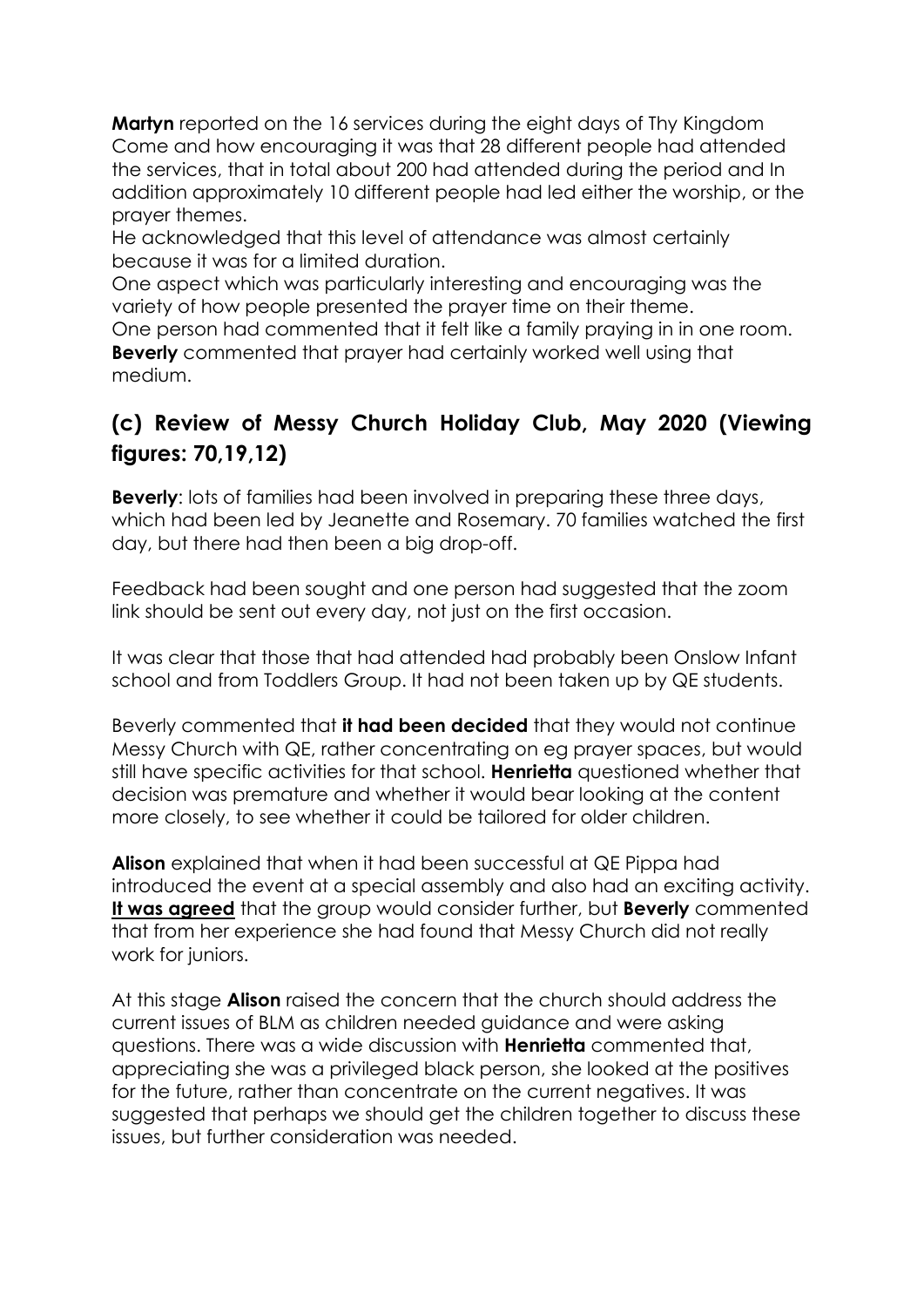**Martyn** reported on the 16 services during the eight days of Thy Kingdom Come and how encouraging it was that 28 different people had attended the services, that in total about 200 had attended during the period and In addition approximately 10 different people had led either the worship, or the prayer themes.
He acknowledged that this level of attendance was almost certainly because it was for a limited duration.
One aspect which was particularly interesting and encouraging was the variety of how people presented the prayer time on their theme.
One person had commented that it felt like a family praying in in one room.
**Beverly** commented that prayer had certainly worked well using that medium.

## (c) Review of Messy Church Holiday Club, May 2020 (Viewing figures: 70,19,12)

**Beverly**: lots of families had been involved in preparing these three days, which had been led by Jeanette and Rosemary. 70 families watched the first day, but there had then been a big drop-off.

Feedback had been sought and one person had suggested that the zoom link should be sent out every day, not just on the first occasion.

It was clear that those that had attended had probably been Onslow Infant school and from Toddlers Group. It had not been taken up by QE students.

Beverly commented that **it had been decided** that they would not continue Messy Church with QE, rather concentrating on eg prayer spaces, but would still have specific activities for that school. **Henrietta** questioned whether that decision was premature and whether it would bear looking at the content more closely, to see whether it could be tailored for older children.

**Alison** explained that when it had been successful at QE Pippa had introduced the event at a special assembly and also had an exciting activity. **<u>It was agreed</u>** that the group would consider further, but **Beverly** commented that from her experience she had found that Messy Church did not really work for juniors.

At this stage **Alison** raised the concern that the church should address the current issues of BLM as children needed guidance and were asking questions. There was a wide discussion with **Henrietta** commented that, appreciating she was a privileged black person, she looked at the positives for the future, rather than concentrate on the current negatives. It was suggested that perhaps we should get the children together to discuss these issues, but further consideration was needed.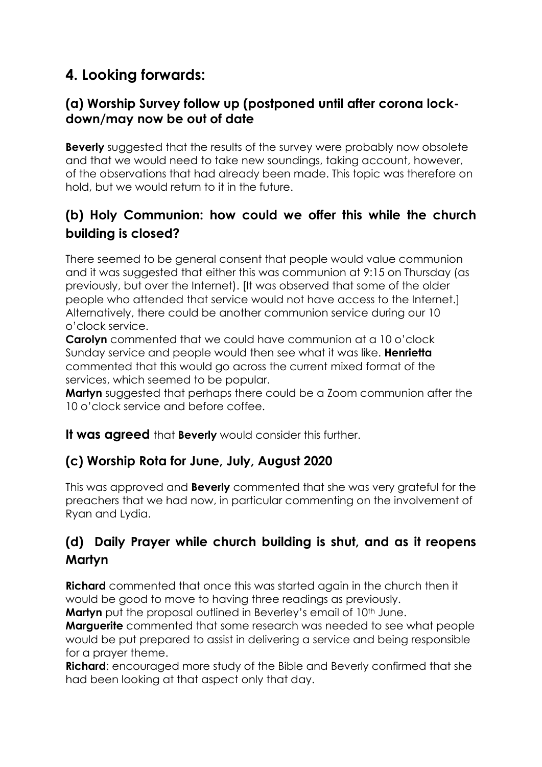## 4. Looking forwards:

### (a) Worship Survey follow up (postponed until after corona lock-down/may now be out of date

**Beverly** suggested that the results of the survey were probably now obsolete and that we would need to take new soundings, taking account, however, of the observations that had already been made. This topic was therefore on hold, but we would return to it in the future.

### (b) Holy Communion: how could we offer this while the church building is closed?

There seemed to be general consent that people would value communion and it was suggested that either this was communion at 9:15 on Thursday (as previously, but over the Internet). [It was observed that some of the older people who attended that service would not have access to the Internet.] Alternatively, there could be another communion service during our 10 o'clock service.

**Carolyn** commented that we could have communion at a 10 o'clock Sunday service and people would then see what it was like. **Henrietta** commented that this would go across the current mixed format of the services, which seemed to be popular.

**Martyn** suggested that perhaps there could be a Zoom communion after the 10 o'clock service and before coffee.

**It was agreed** that **Beverly** would consider this further.

### (c) Worship Rota for June, July, August 2020

This was approved and **Beverly** commented that she was very grateful for the preachers that we had now, in particular commenting on the involvement of Ryan and Lydia.

### (d) Daily Prayer while church building is shut, and as it reopens Martyn

**Richard** commented that once this was started again in the church then it would be good to move to having three readings as previously.

**Martyn** put the proposal outlined in Beverley's email of 10th June.

**Marguerite** commented that some research was needed to see what people would be put prepared to assist in delivering a service and being responsible for a prayer theme.

**Richard**: encouraged more study of the Bible and Beverly confirmed that she had been looking at that aspect only that day.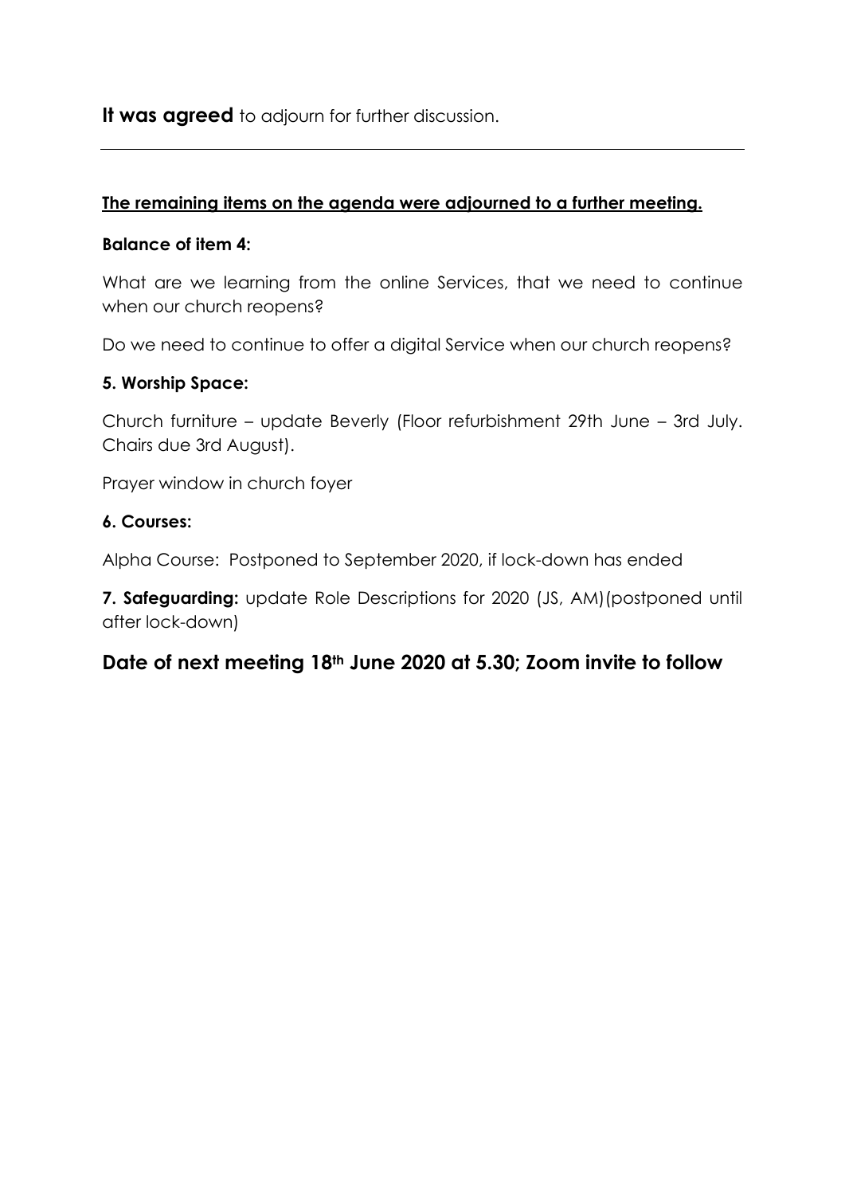**It was agreed** to adjourn for further discussion.

---

**The remaining items on the agenda were adjourned to a further meeting.**

**Balance of item 4:**

What are we learning from the online Services, that we need to continue when our church reopens?

Do we need to continue to offer a digital Service when our church reopens?

**5. Worship Space:**

Church furniture – update Beverly (Floor refurbishment 29th June – 3rd July. Chairs due 3rd August).

Prayer window in church foyer

**6. Courses:**

Alpha Course: Postponed to September 2020, if lock-down has ended

**7. Safeguarding:** update Role Descriptions for 2020 (JS, AM)(postponed until after lock-down)

## Date of next meeting 18th June 2020 at 5.30; Zoom invite to follow